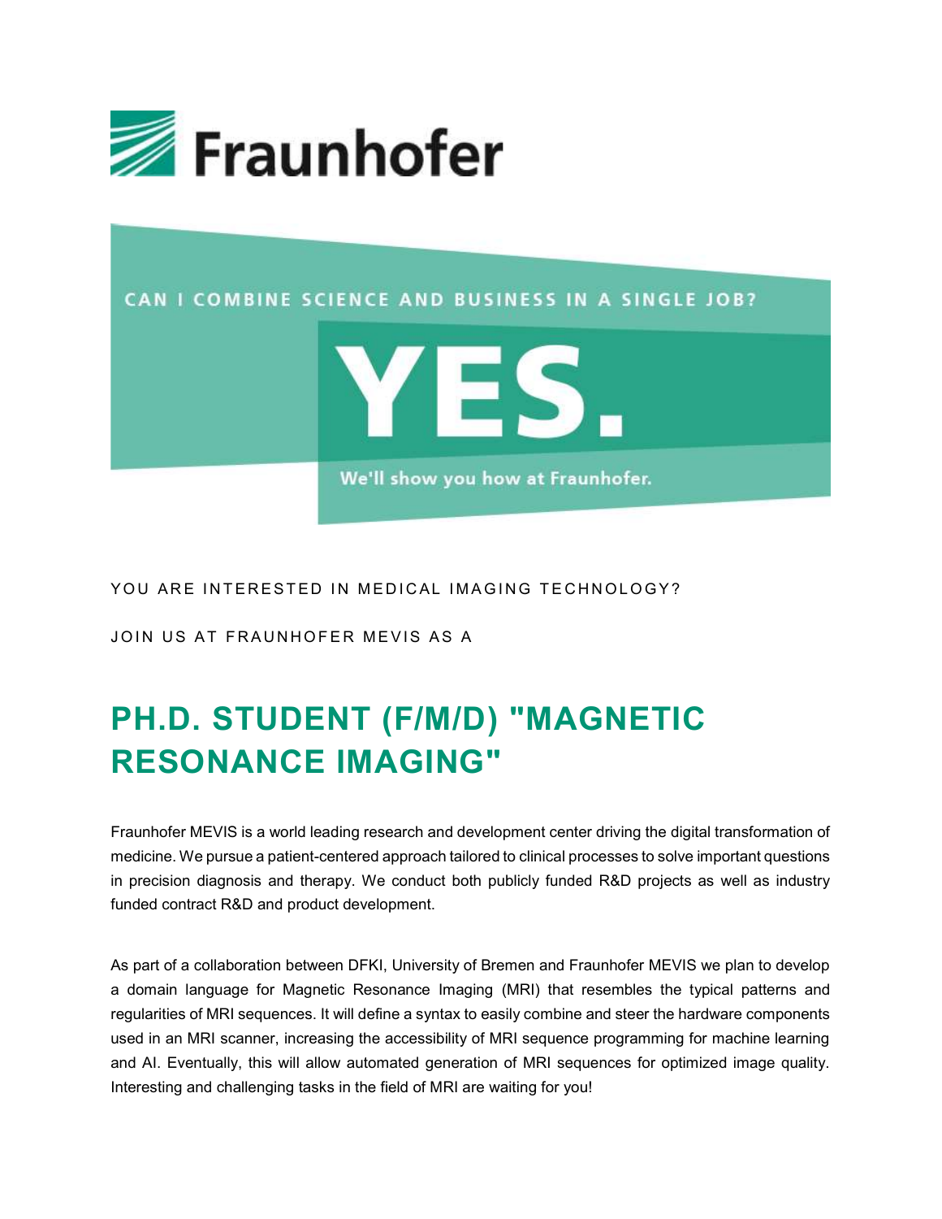Fraunhofer

CAN I COMBINE SCIENCE AND BUSINESS IN A SINGLE JOB?

YES.

We'll show you how at Fraunhofer.

YOU ARE INTERESTED IN MEDICAL IMAGING TECHNOLOGY?

JOIN US AT FRAUNHOFER MEVIS AS A

# PH.D. STUDENT (F/M/D) "MAGNETIC RESONANCE IMAGING"

Fraunhofer MEVIS is a world leading research and development center driving the digital transformation of medicine. We pursue a patient-centered approach tailored to clinical processes to solve important questions in precision diagnosis and therapy. We conduct both publicly funded R&D projects as well as industry funded contract R&D and product development.

As part of a collaboration between DFKI, University of Bremen and Fraunhofer MEVIS we plan to develop a domain language for Magnetic Resonance Imaging (MRI) that resembles the typical patterns and regularities of MRI sequences. It will define a syntax to easily combine and steer the hardware components used in an MRI scanner, increasing the accessibility of MRI sequence programming for machine learning and AI. Eventually, this will allow automated generation of MRI sequences for optimized image quality. Interesting and challenging tasks in the field of MRI are waiting for you!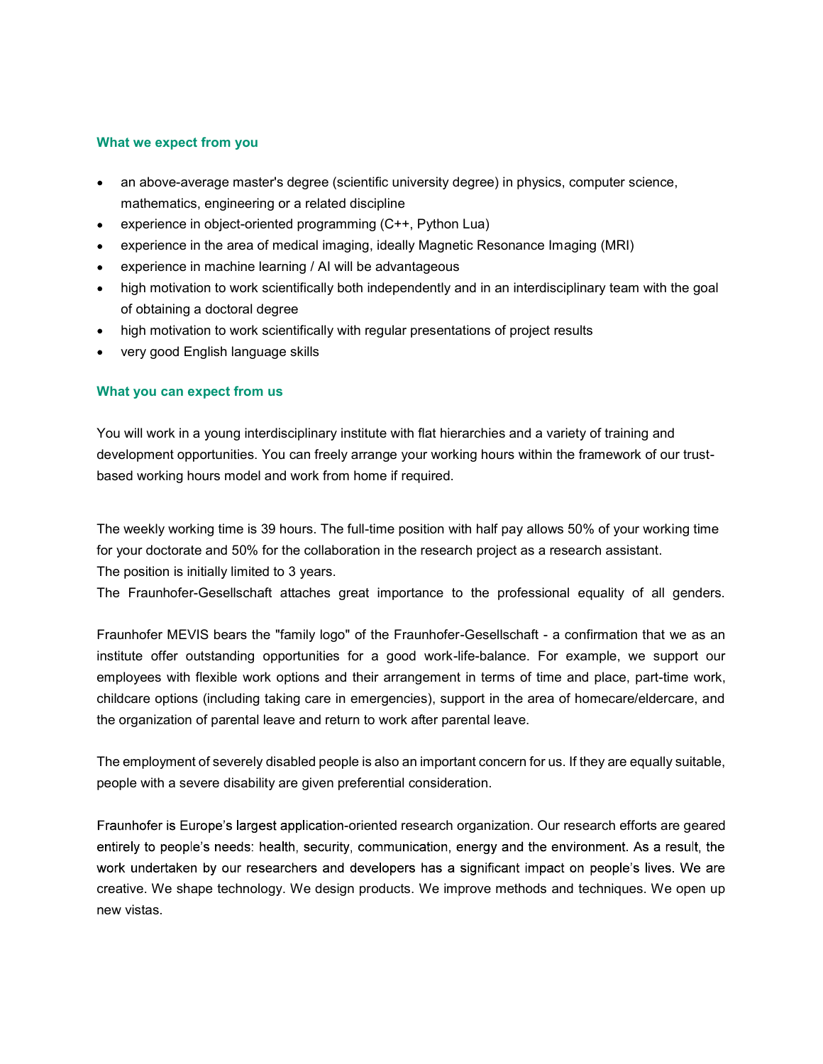### What we expect from you

- an above-average master's degree (scientific university degree) in physics, computer science, mathematics, engineering or a related discipline
- experience in object-oriented programming (C++, Python Lua)
- experience in the area of medical imaging, ideally Magnetic Resonance Imaging (MRI)
- experience in machine learning / AI will be advantageous
- high motivation to work scientifically both independently and in an interdisciplinary team with the goal of obtaining a doctoral degree
- high motivation to work scientifically with regular presentations of project results
- very good English language skills

### What you can expect from us

You will work in a young interdisciplinary institute with flat hierarchies and a variety of training and development opportunities. You can freely arrange your working hours within the framework of our trust-based working hours model and work from home if required.

The weekly working time is 39 hours. The full-time position with half pay allows 50% of your working time for your doctorate and 50% for the collaboration in the research project as a research assistant.
The position is initially limited to 3 years.
The Fraunhofer-Gesellschaft attaches great importance to the professional equality of all genders.

Fraunhofer MEVIS bears the "family logo" of the Fraunhofer-Gesellschaft - a confirmation that we as an institute offer outstanding opportunities for a good work-life-balance. For example, we support our employees with flexible work options and their arrangement in terms of time and place, part-time work, childcare options (including taking care in emergencies), support in the area of homecare/eldercare, and the organization of parental leave and return to work after parental leave.

The employment of severely disabled people is also an important concern for us. If they are equally suitable, people with a severe disability are given preferential consideration.

Fraunhofer is Europe's largest application-oriented research organization. Our research efforts are geared entirely to people's needs: health, security, communication, energy and the environment. As a result, the work undertaken by our researchers and developers has a significant impact on people's lives. We are creative. We shape technology. We design products. We improve methods and techniques. We open up new vistas.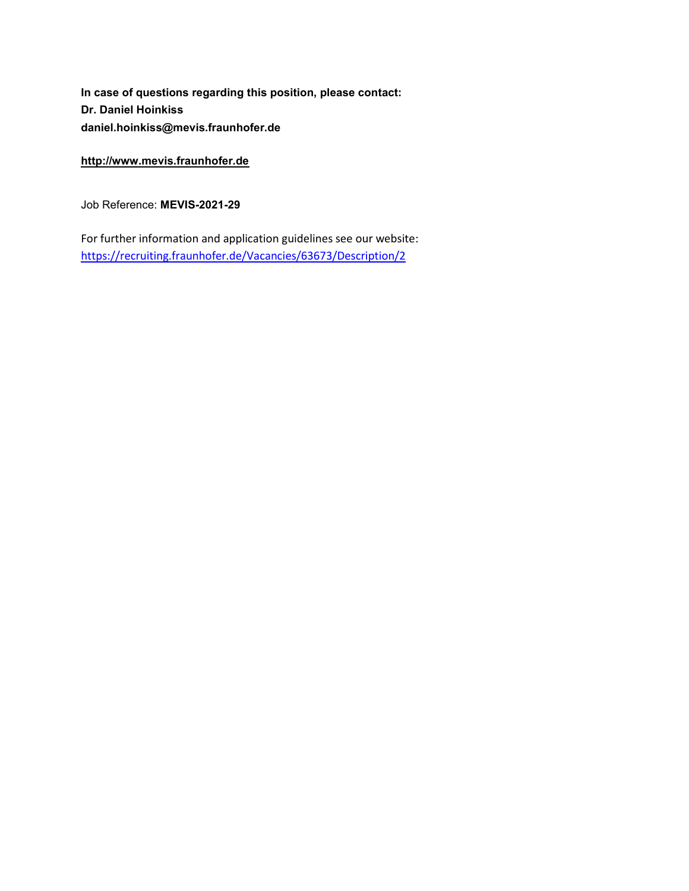**In case of questions regarding this position, please contact:**
**Dr. Daniel Hoinkiss**
**daniel.hoinkiss@mevis.fraunhofer.de**

**http://www.mevis.fraunhofer.de**

Job Reference: **MEVIS-2021-29**

For further information and application guidelines see our website:
https://recruiting.fraunhofer.de/Vacancies/63673/Description/2